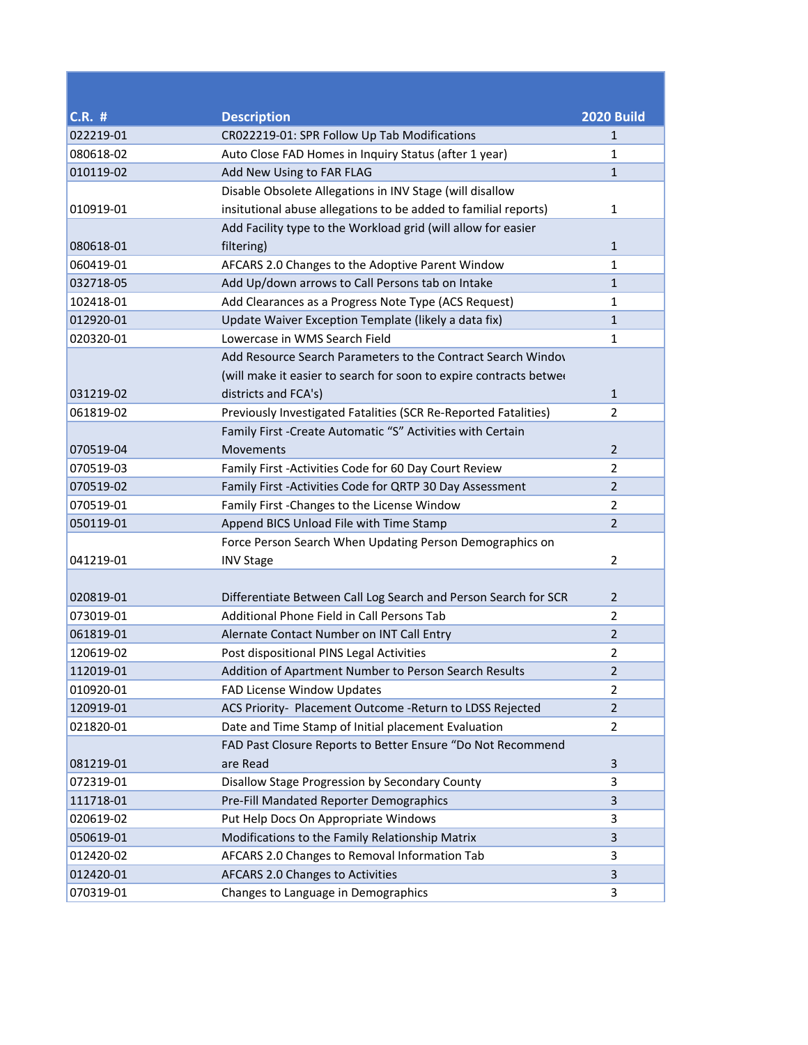| C.R. # | Description | 2020 Build |
|---|---|---|
| 022219-01 | CR022219-01: SPR Follow Up Tab Modifications | 1 |
| 080618-02 | Auto Close FAD Homes in Inquiry Status (after 1 year) | 1 |
| 010119-02 | Add New Using to FAR FLAG | 1 |
| 010919-01 | Disable Obsolete Allegations in INV Stage (will disallow insitutional abuse allegations to be added to familial reports) | 1 |
| 080618-01 | Add Facility type to the Workload grid (will allow for easier filtering) | 1 |
| 060419-01 | AFCARS 2.0 Changes to the Adoptive Parent Window | 1 |
| 032718-05 | Add Up/down arrows to Call Persons tab on Intake | 1 |
| 102418-01 | Add Clearances as a Progress Note Type (ACS Request) | 1 |
| 012920-01 | Update Waiver Exception Template (likely a data fix) | 1 |
| 020320-01 | Lowercase in WMS Search Field | 1 |
| 031219-02 | Add Resource Search Parameters to the Contract Search Windo (will make it easier to search for soon to expire contracts betwe districts and FCA's) | 1 |
| 061819-02 | Previously Investigated Fatalities (SCR Re-Reported Fatalities) | 2 |
| 070519-04 | Family First -Create Automatic "S" Activities with Certain Movements | 2 |
| 070519-03 | Family First -Activities Code for 60 Day Court Review | 2 |
| 070519-02 | Family First -Activities Code for QRTP 30 Day Assessment | 2 |
| 070519-01 | Family First -Changes to the License Window | 2 |
| 050119-01 | Append BICS Unload File with Time Stamp | 2 |
| 041219-01 | Force Person Search When Updating Person Demographics on INV Stage | 2 |
| 020819-01 | Differentiate Between Call Log Search and Person Search for SCR | 2 |
| 073019-01 | Additional Phone Field in Call Persons Tab | 2 |
| 061819-01 | Alernate Contact Number on INT Call Entry | 2 |
| 120619-02 | Post dispositional PINS Legal Activities | 2 |
| 112019-01 | Addition of Apartment Number to Person Search Results | 2 |
| 010920-01 | FAD License Window Updates | 2 |
| 120919-01 | ACS Priority- Placement Outcome -Return to LDSS Rejected | 2 |
| 021820-01 | Date and Time Stamp of Initial placement Evaluation | 2 |
| 081219-01 | FAD Past Closure Reports to Better Ensure "Do Not Recommend are Read | 3 |
| 072319-01 | Disallow Stage Progression by Secondary County | 3 |
| 111718-01 | Pre-Fill Mandated Reporter Demographics | 3 |
| 020619-02 | Put Help Docs On Appropriate Windows | 3 |
| 050619-01 | Modifications to the Family Relationship Matrix | 3 |
| 012420-02 | AFCARS 2.0 Changes to Removal Information Tab | 3 |
| 012420-01 | AFCARS 2.0 Changes to Activities | 3 |
| 070319-01 | Changes to Language in Demographics | 3 |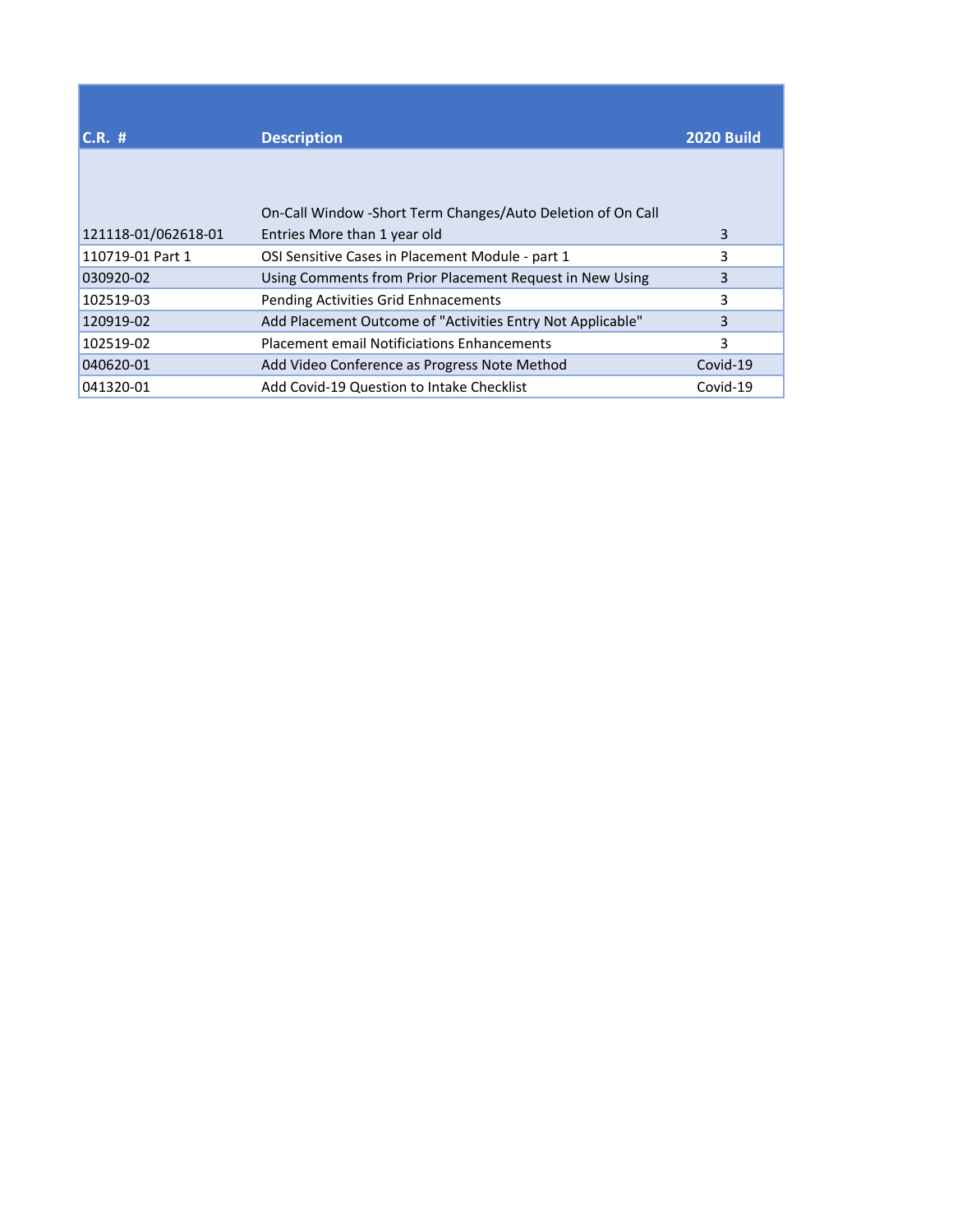| C.R. # | Description | 2020 Build |
|---|---|---|
| 121118-01/062618-01 | On-Call Window -Short Term Changes/Auto Deletion of On Call Entries More than 1 year old | 3 |
| 110719-01 Part 1 | OSI Sensitive Cases in Placement Module - part 1 | 3 |
| 030920-02 | Using Comments from Prior Placement Request in New Using | 3 |
| 102519-03 | Pending Activities Grid Enhnacements | 3 |
| 120919-02 | Add Placement Outcome of "Activities Entry Not Applicable" | 3 |
| 102519-02 | Placement email Notificiations Enhancements | 3 |
| 040620-01 | Add Video Conference as Progress Note Method | Covid-19 |
| 041320-01 | Add Covid-19 Question to Intake Checklist | Covid-19 |